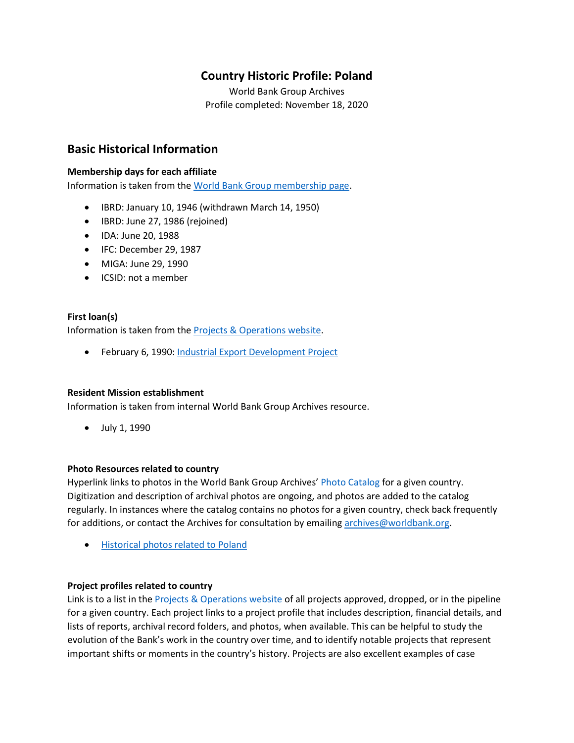# Country Historic Profile: Poland

World Bank Group Archives
Profile completed: November 18, 2020

## Basic Historical Information

### Membership days for each affiliate

Information is taken from the [World Bank Group membership page](#).

- IBRD: January 10, 1946 (withdrawn March 14, 1950)
- IBRD: June 27, 1986 (rejoined)
- IDA: June 20, 1988
- IFC: December 29, 1987
- MIGA: June 29, 1990
- ICSID: not a member

### First loan(s)

Information is taken from the [Projects & Operations website](#).

- February 6, 1990: [Industrial Export Development Project](#)

### Resident Mission establishment

Information is taken from internal World Bank Group Archives resource.

- July 1, 1990

### Photo Resources related to country

Hyperlink links to photos in the World Bank Group Archives' Photo Catalog for a given country. Digitization and description of archival photos are ongoing, and photos are added to the catalog regularly. In instances where the catalog contains no photos for a given country, check back frequently for additions, or contact the Archives for consultation by emailing [archives@worldbank.org](mailto:archives@worldbank.org).

- [Historical photos related to Poland](#)

### Project profiles related to country

Link is to a list in the Projects & Operations website of all projects approved, dropped, or in the pipeline for a given country. Each project links to a project profile that includes description, financial details, and lists of reports, archival record folders, and photos, when available. This can be helpful to study the evolution of the Bank's work in the country over time, and to identify notable projects that represent important shifts or moments in the country's history. Projects are also excellent examples of case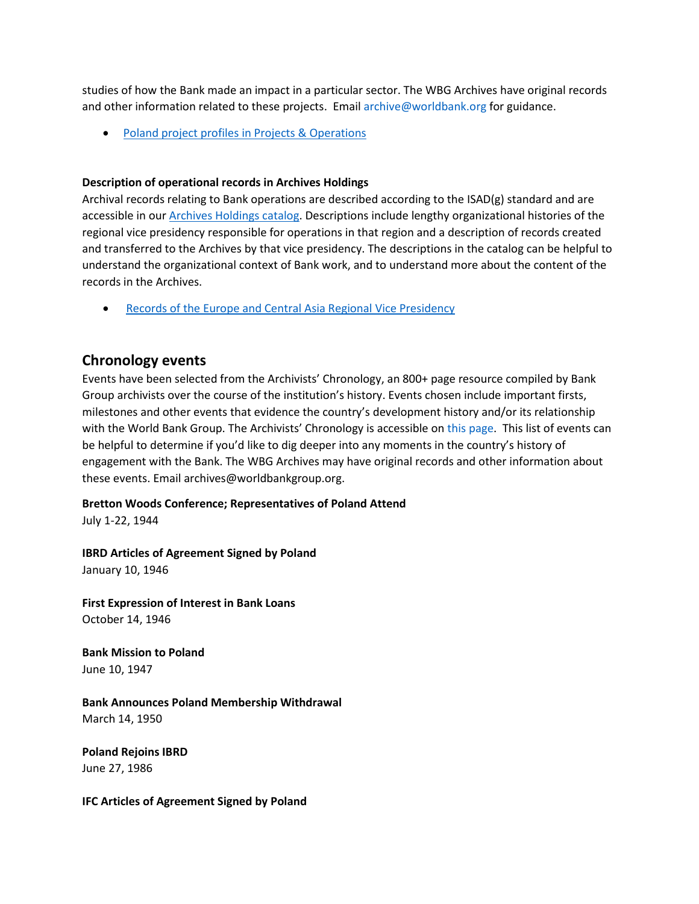studies of how the Bank made an impact in a particular sector. The WBG Archives have original records and other information related to these projects. Email archive@worldbank.org for guidance.

- Poland project profiles in Projects & Operations

**Description of operational records in Archives Holdings**
Archival records relating to Bank operations are described according to the ISAD(g) standard and are accessible in our Archives Holdings catalog. Descriptions include lengthy organizational histories of the regional vice presidency responsible for operations in that region and a description of records created and transferred to the Archives by that vice presidency. The descriptions in the catalog can be helpful to understand the organizational context of Bank work, and to understand more about the content of the records in the Archives.

- Records of the Europe and Central Asia Regional Vice Presidency

## Chronology events

Events have been selected from the Archivists' Chronology, an 800+ page resource compiled by Bank Group archivists over the course of the institution's history. Events chosen include important firsts, milestones and other events that evidence the country's development history and/or its relationship with the World Bank Group. The Archivists' Chronology is accessible on this page. This list of events can be helpful to determine if you'd like to dig deeper into any moments in the country's history of engagement with the Bank. The WBG Archives may have original records and other information about these events. Email archives@worldbankgroup.org.

**Bretton Woods Conference; Representatives of Poland Attend**
July 1-22, 1944

**IBRD Articles of Agreement Signed by Poland**
January 10, 1946

**First Expression of Interest in Bank Loans**
October 14, 1946

**Bank Mission to Poland**
June 10, 1947

**Bank Announces Poland Membership Withdrawal**
March 14, 1950

**Poland Rejoins IBRD**
June 27, 1986

**IFC Articles of Agreement Signed by Poland**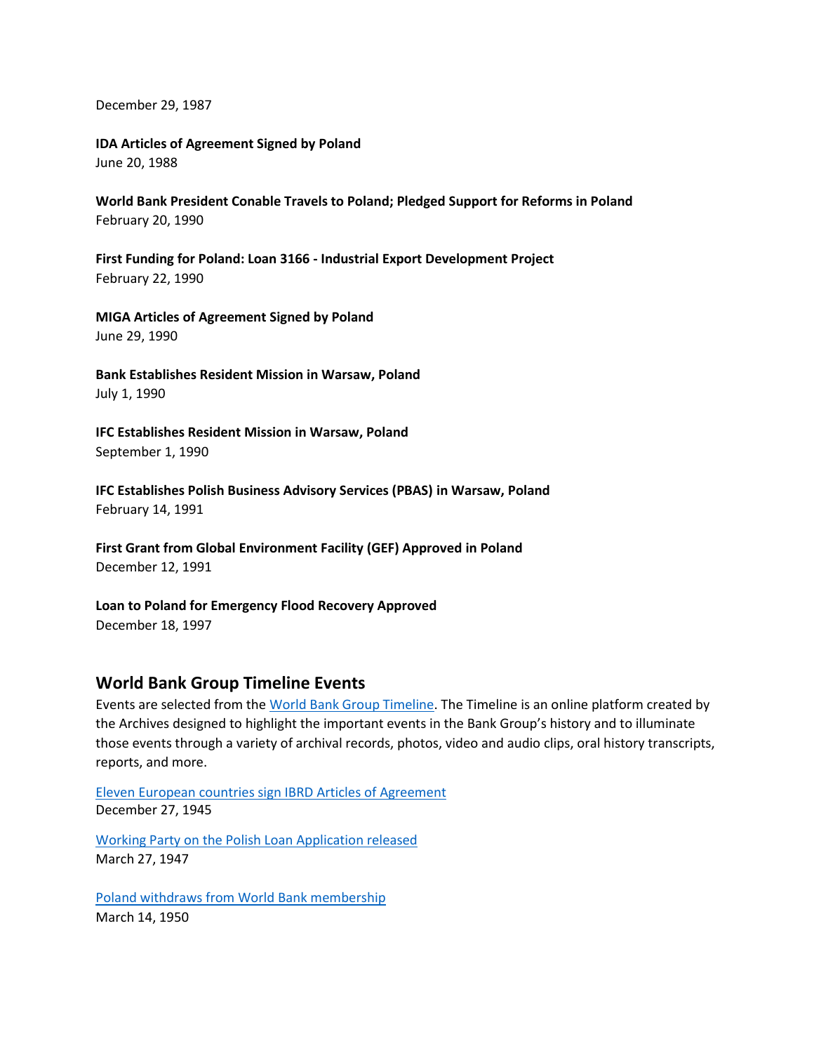December 29, 1987

**IDA Articles of Agreement Signed by Poland**
June 20, 1988

**World Bank President Conable Travels to Poland; Pledged Support for Reforms in Poland**
February 20, 1990

**First Funding for Poland: Loan 3166 - Industrial Export Development Project**
February 22, 1990

**MIGA Articles of Agreement Signed by Poland**
June 29, 1990

**Bank Establishes Resident Mission in Warsaw, Poland**
July 1, 1990

**IFC Establishes Resident Mission in Warsaw, Poland**
September 1, 1990

**IFC Establishes Polish Business Advisory Services (PBAS) in Warsaw, Poland**
February 14, 1991

**First Grant from Global Environment Facility (GEF) Approved in Poland**
December 12, 1991

**Loan to Poland for Emergency Flood Recovery Approved**
December 18, 1997

## World Bank Group Timeline Events

Events are selected from the World Bank Group Timeline. The Timeline is an online platform created by the Archives designed to highlight the important events in the Bank Group's history and to illuminate those events through a variety of archival records, photos, video and audio clips, oral history transcripts, reports, and more.

Eleven European countries sign IBRD Articles of Agreement
December 27, 1945

Working Party on the Polish Loan Application released
March 27, 1947

Poland withdraws from World Bank membership
March 14, 1950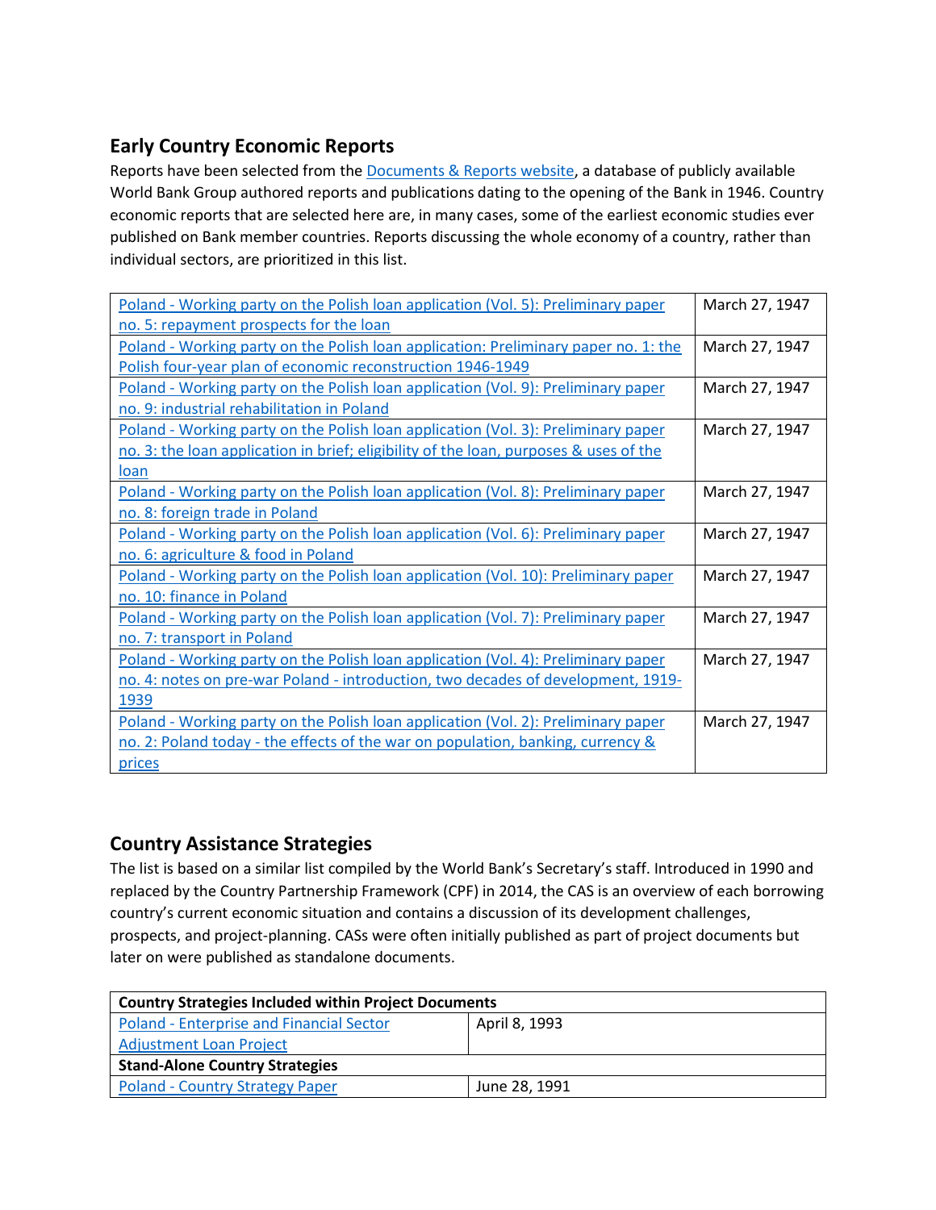## Early Country Economic Reports

Reports have been selected from the [Documents & Reports website](), a database of publicly available World Bank Group authored reports and publications dating to the opening of the Bank in 1946. Country economic reports that are selected here are, in many cases, some of the earliest economic studies ever published on Bank member countries. Reports discussing the whole economy of a country, rather than individual sectors, are prioritized in this list.

| | |
|---|---|
| Poland - Working party on the Polish loan application (Vol. 5): Preliminary paper no. 5: repayment prospects for the loan | March 27, 1947 |
| Poland - Working party on the Polish loan application: Preliminary paper no. 1: the Polish four-year plan of economic reconstruction 1946-1949 | March 27, 1947 |
| Poland - Working party on the Polish loan application (Vol. 9): Preliminary paper no. 9: industrial rehabilitation in Poland | March 27, 1947 |
| Poland - Working party on the Polish loan application (Vol. 3): Preliminary paper no. 3: the loan application in brief; eligibility of the loan, purposes & uses of the loan | March 27, 1947 |
| Poland - Working party on the Polish loan application (Vol. 8): Preliminary paper no. 8: foreign trade in Poland | March 27, 1947 |
| Poland - Working party on the Polish loan application (Vol. 6): Preliminary paper no. 6: agriculture & food in Poland | March 27, 1947 |
| Poland - Working party on the Polish loan application (Vol. 10): Preliminary paper no. 10: finance in Poland | March 27, 1947 |
| Poland - Working party on the Polish loan application (Vol. 7): Preliminary paper no. 7: transport in Poland | March 27, 1947 |
| Poland - Working party on the Polish loan application (Vol. 4): Preliminary paper no. 4: notes on pre-war Poland - introduction, two decades of development, 1919-1939 | March 27, 1947 |
| Poland - Working party on the Polish loan application (Vol. 2): Preliminary paper no. 2: Poland today - the effects of the war on population, banking, currency & prices | March 27, 1947 |

## Country Assistance Strategies

The list is based on a similar list compiled by the World Bank's Secretary's staff. Introduced in 1990 and replaced by the Country Partnership Framework (CPF) in 2014, the CAS is an overview of each borrowing country's current economic situation and contains a discussion of its development challenges, prospects, and project-planning. CASs were often initially published as part of project documents but later on were published as standalone documents.

| **Country Strategies Included within Project Documents** | |
|---|---|
| Poland - Enterprise and Financial Sector Adjustment Loan Project | April 8, 1993 |
| **Stand-Alone Country Strategies** | |
| Poland - Country Strategy Paper | June 28, 1991 |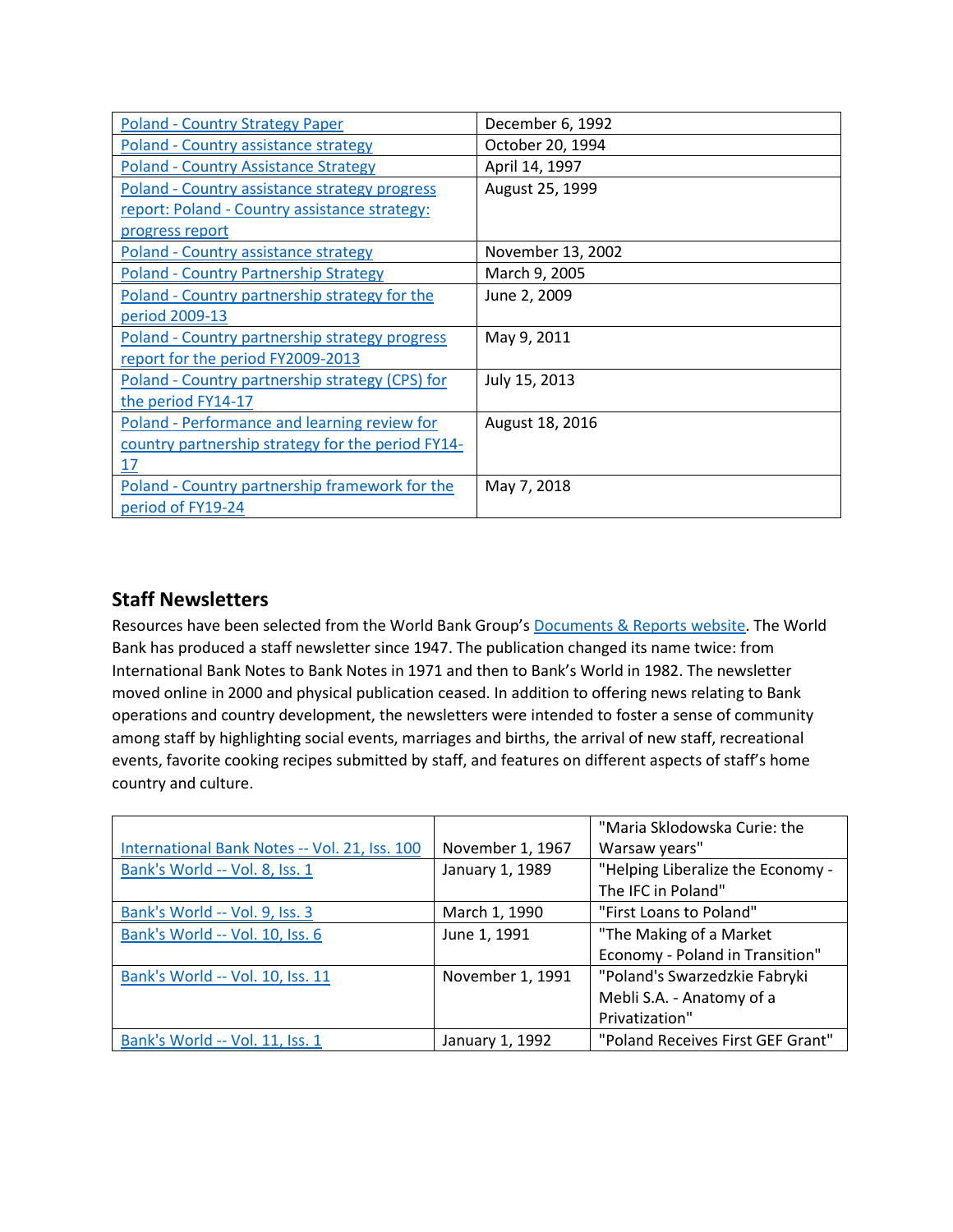| | |
|---|---|
| Poland - Country Strategy Paper | December 6, 1992 |
| Poland - Country assistance strategy | October 20, 1994 |
| Poland - Country Assistance Strategy | April 14, 1997 |
| Poland - Country assistance strategy progress report: Poland - Country assistance strategy: progress report | August 25, 1999 |
| Poland - Country assistance strategy | November 13, 2002 |
| Poland - Country Partnership Strategy | March 9, 2005 |
| Poland - Country partnership strategy for the period 2009-13 | June 2, 2009 |
| Poland - Country partnership strategy progress report for the period FY2009-2013 | May 9, 2011 |
| Poland - Country partnership strategy (CPS) for the period FY14-17 | July 15, 2013 |
| Poland - Performance and learning review for country partnership strategy for the period FY14-17 | August 18, 2016 |
| Poland - Country partnership framework for the period of FY19-24 | May 7, 2018 |

## Staff Newsletters

Resources have been selected from the World Bank Group's Documents & Reports website. The World Bank has produced a staff newsletter since 1947. The publication changed its name twice: from International Bank Notes to Bank Notes in 1971 and then to Bank's World in 1982. The newsletter moved online in 2000 and physical publication ceased. In addition to offering news relating to Bank operations and country development, the newsletters were intended to foster a sense of community among staff by highlighting social events, marriages and births, the arrival of new staff, recreational events, favorite cooking recipes submitted by staff, and features on different aspects of staff's home country and culture.

| | | |
|---|---|---|
| International Bank Notes -- Vol. 21, Iss. 100 | November 1, 1967 | "Maria Sklodowska Curie: the Warsaw years" |
| Bank's World -- Vol. 8, Iss. 1 | January 1, 1989 | "Helping Liberalize the Economy - The IFC in Poland" |
| Bank's World -- Vol. 9, Iss. 3 | March 1, 1990 | "First Loans to Poland" |
| Bank's World -- Vol. 10, Iss. 6 | June 1, 1991 | "The Making of a Market Economy - Poland in Transition" |
| Bank's World -- Vol. 10, Iss. 11 | November 1, 1991 | "Poland's Swarzedzkie Fabryki Mebli S.A. - Anatomy of a Privatization" |
| Bank's World -- Vol. 11, Iss. 1 | January 1, 1992 | "Poland Receives First GEF Grant" |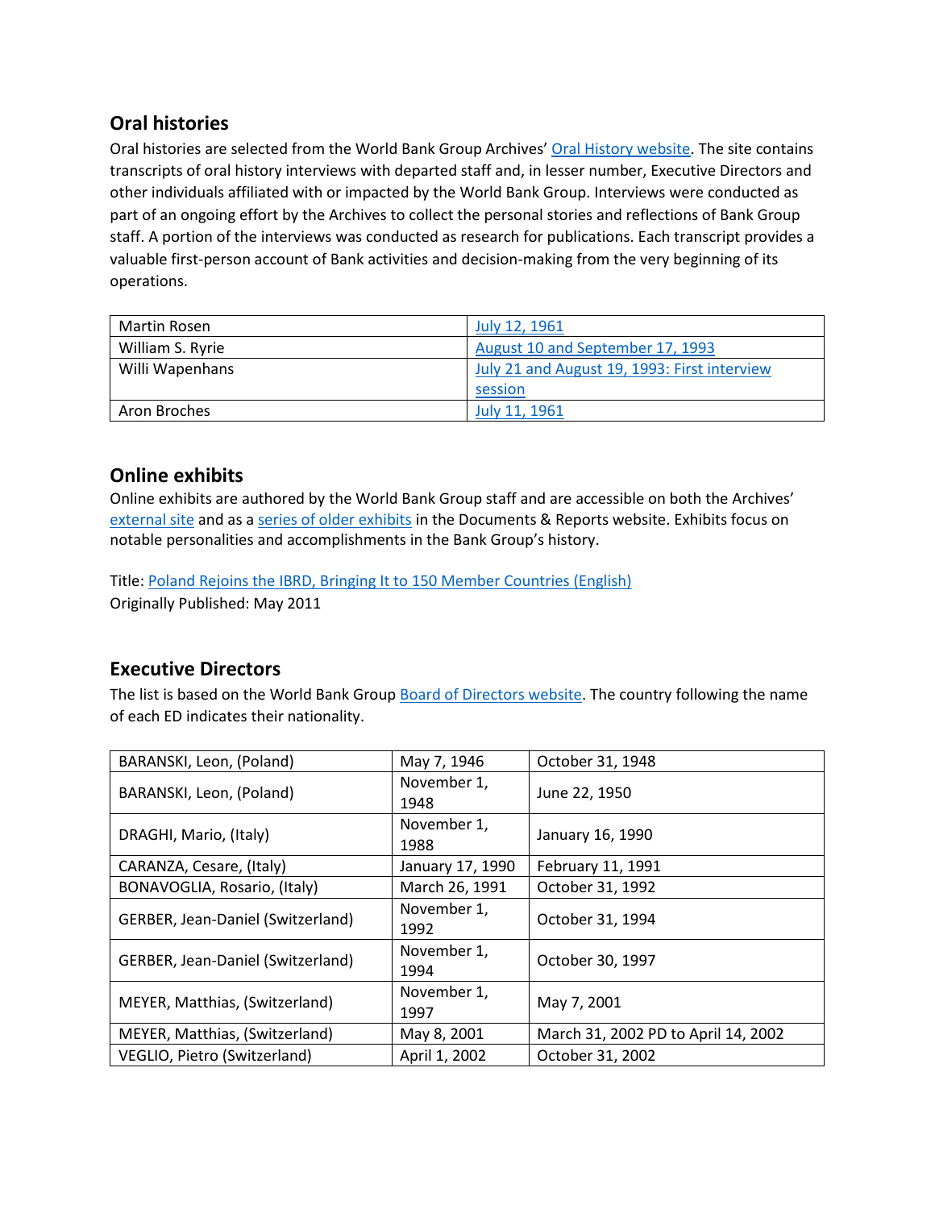## Oral histories

Oral histories are selected from the World Bank Group Archives' Oral History website. The site contains transcripts of oral history interviews with departed staff and, in lesser number, Executive Directors and other individuals affiliated with or impacted by the World Bank Group. Interviews were conducted as part of an ongoing effort by the Archives to collect the personal stories and reflections of Bank Group staff. A portion of the interviews was conducted as research for publications. Each transcript provides a valuable first-person account of Bank activities and decision-making from the very beginning of its operations.

| | |
|---|---|
| Martin Rosen | July 12, 1961 |
| William S. Ryrie | August 10 and September 17, 1993 |
| Willi Wapenhans | July 21 and August 19, 1993: First interview session |
| Aron Broches | July 11, 1961 |

## Online exhibits

Online exhibits are authored by the World Bank Group staff and are accessible on both the Archives' external site and as a series of older exhibits in the Documents & Reports website. Exhibits focus on notable personalities and accomplishments in the Bank Group's history.

Title: Poland Rejoins the IBRD, Bringing It to 150 Member Countries (English)
Originally Published: May 2011

## Executive Directors

The list is based on the World Bank Group Board of Directors website. The country following the name of each ED indicates their nationality.

| | | |
|---|---|---|
| BARANSKI, Leon, (Poland) | May 7, 1946 | October 31, 1948 |
| BARANSKI, Leon, (Poland) | November 1, 1948 | June 22, 1950 |
| DRAGHI, Mario, (Italy) | November 1, 1988 | January 16, 1990 |
| CARANZA, Cesare, (Italy) | January 17, 1990 | February 11, 1991 |
| BONAVOGLIA, Rosario, (Italy) | March 26, 1991 | October 31, 1992 |
| GERBER, Jean-Daniel (Switzerland) | November 1, 1992 | October 31, 1994 |
| GERBER, Jean-Daniel (Switzerland) | November 1, 1994 | October 30, 1997 |
| MEYER, Matthias, (Switzerland) | November 1, 1997 | May 7, 2001 |
| MEYER, Matthias, (Switzerland) | May 8, 2001 | March 31, 2002 PD to April 14, 2002 |
| VEGLIO, Pietro (Switzerland) | April 1, 2002 | October 31, 2002 |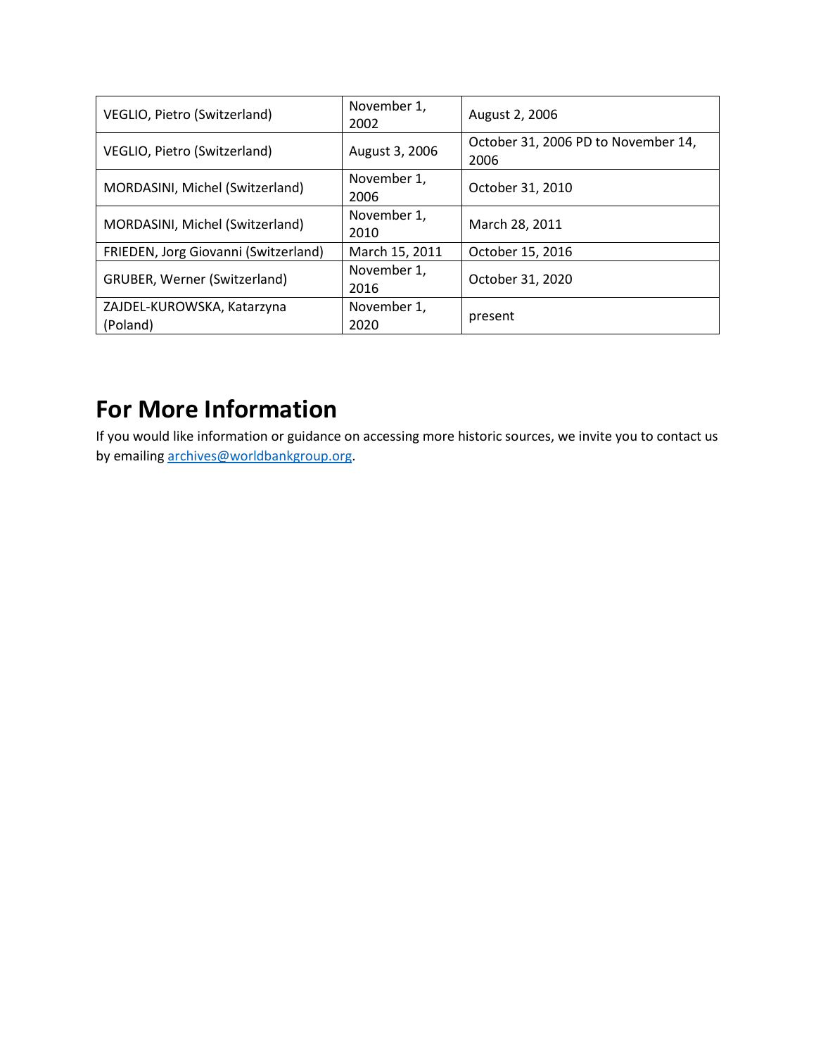| | | |
|---|---|---|
| VEGLIO, Pietro (Switzerland) | November 1, 2002 | August 2, 2006 |
| VEGLIO, Pietro (Switzerland) | August 3, 2006 | October 31, 2006 PD to November 14, 2006 |
| MORDASINI, Michel (Switzerland) | November 1, 2006 | October 31, 2010 |
| MORDASINI, Michel (Switzerland) | November 1, 2010 | March 28, 2011 |
| FRIEDEN, Jorg Giovanni (Switzerland) | March 15, 2011 | October 15, 2016 |
| GRUBER, Werner (Switzerland) | November 1, 2016 | October 31, 2020 |
| ZAJDEL-KUROWSKA, Katarzyna (Poland) | November 1, 2020 | present |

# For More Information

If you would like information or guidance on accessing more historic sources, we invite you to contact us by emailing archives@worldbankgroup.org.